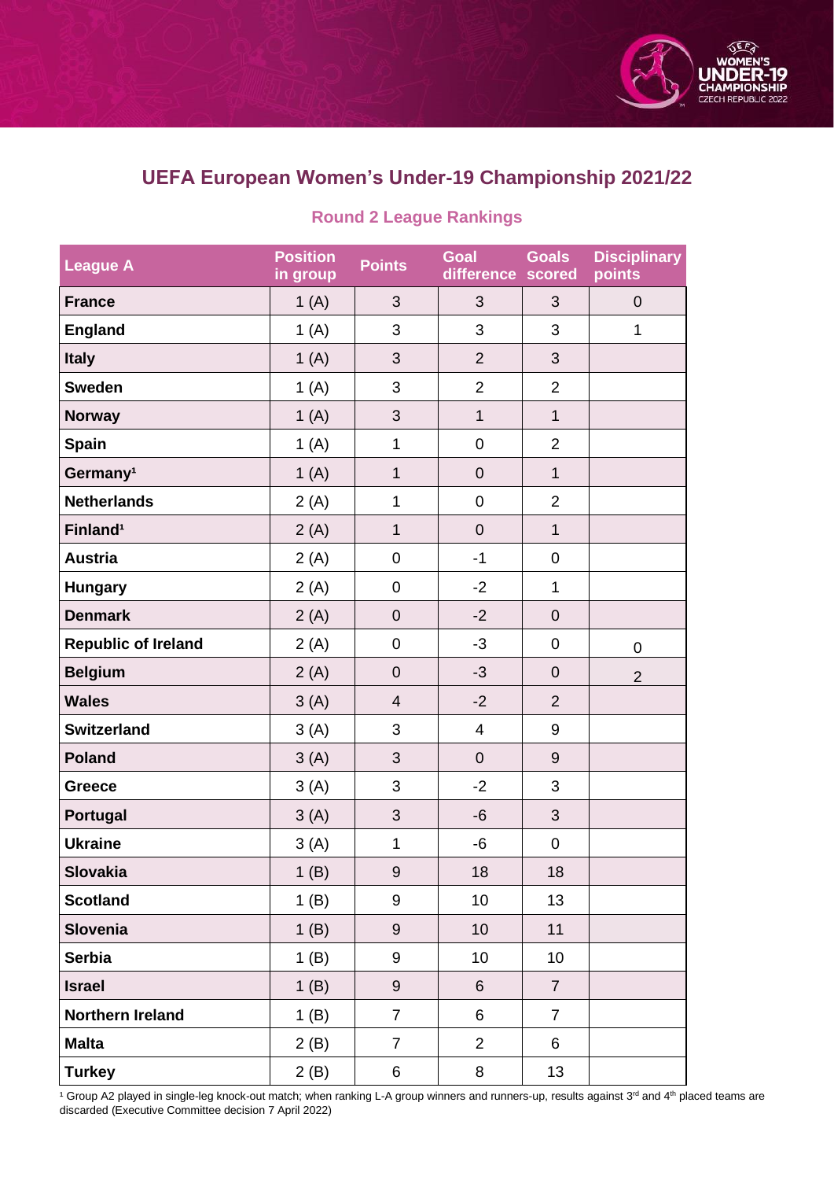# UEFA European Women's Under-19 Championship 2021/22

## Round 2 League Rankings

| League A | Position in group | Points | Goal difference | Goals scored | Disciplinary points |
|---|---|---|---|---|---|
| France | 1 (A) | 3 | 3 | 3 | 0 |
| England | 1 (A) | 3 | 3 | 3 | 1 |
| Italy | 1 (A) | 3 | 2 | 3 | |
| Sweden | 1 (A) | 3 | 2 | 2 | |
| Norway | 1 (A) | 3 | 1 | 1 | |
| Spain | 1 (A) | 1 | 0 | 2 | |
| Germany[1] | 1 (A) | 1 | 0 | 1 | |
| Netherlands | 2 (A) | 1 | 0 | 2 | |
| Finland[1] | 2 (A) | 1 | 0 | 1 | |
| Austria | 2 (A) | 0 | -1 | 0 | |
| Hungary | 2 (A) | 0 | -2 | 1 | |
| Denmark | 2 (A) | 0 | -2 | 0 | |
| Republic of Ireland | 2 (A) | 0 | -3 | 0 | 0 |
| Belgium | 2 (A) | 0 | -3 | 0 | 2 |
| Wales | 3 (A) | 4 | -2 | 2 | |
| Switzerland | 3 (A) | 3 | 4 | 9 | |
| Poland | 3 (A) | 3 | 0 | 9 | |
| Greece | 3 (A) | 3 | -2 | 3 | |
| Portugal | 3 (A) | 3 | -6 | 3 | |
| Ukraine | 3 (A) | 1 | -6 | 0 | |
| Slovakia | 1 (B) | 9 | 18 | 18 | |
| Scotland | 1 (B) | 9 | 10 | 13 | |
| Slovenia | 1 (B) | 9 | 10 | 11 | |
| Serbia | 1 (B) | 9 | 10 | 10 | |
| Israel | 1 (B) | 9 | 6 | 7 | |
| Northern Ireland | 1 (B) | 7 | 6 | 7 | |
| Malta | 2 (B) | 7 | 2 | 6 | |
| Turkey | 2 (B) | 6 | 8 | 13 | |

[1] Group A2 played in single-leg knock-out match; when ranking L-A group winners and runners-up, results against 3rd and 4th placed teams are discarded (Executive Committee decision 7 April 2022)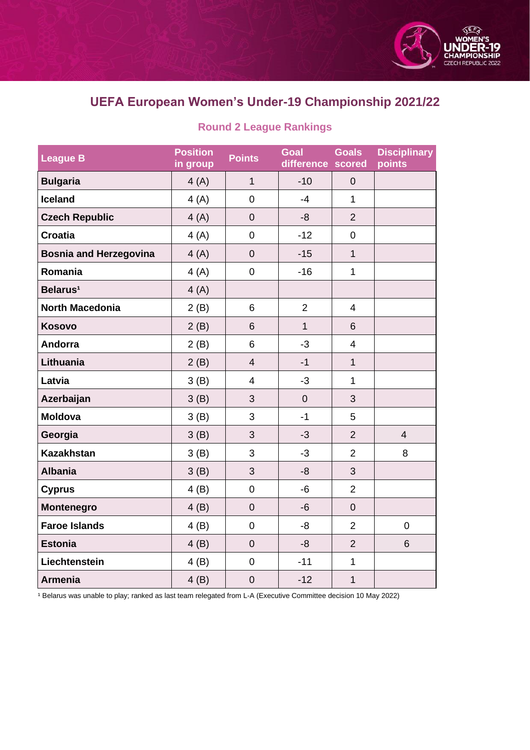# UEFA European Women's Under-19 Championship 2021/22

## Round 2 League Rankings

| League B | Position in group | Points | Goal difference | Goals scored | Disciplinary points |
|---|---|---|---|---|---|
| **Bulgaria** | 4 (A) | 1 | -10 | 0 | |
| **Iceland** | 4 (A) | 0 | -4 | 1 | |
| **Czech Republic** | 4 (A) | 0 | -8 | 2 | |
| **Croatia** | 4 (A) | 0 | -12 | 0 | |
| **Bosnia and Herzegovina** | 4 (A) | 0 | -15 | 1 | |
| **Romania** | 4 (A) | 0 | -16 | 1 | |
| **Belarus**[1] | 4 (A) | | | | |
| **North Macedonia** | 2 (B) | 6 | 2 | 4 | |
| **Kosovo** | 2 (B) | 6 | 1 | 6 | |
| **Andorra** | 2 (B) | 6 | -3 | 4 | |
| **Lithuania** | 2 (B) | 4 | -1 | 1 | |
| **Latvia** | 3 (B) | 4 | -3 | 1 | |
| **Azerbaijan** | 3 (B) | 3 | 0 | 3 | |
| **Moldova** | 3 (B) | 3 | -1 | 5 | |
| **Georgia** | 3 (B) | 3 | -3 | 2 | 4 |
| **Kazakhstan** | 3 (B) | 3 | -3 | 2 | 8 |
| **Albania** | 3 (B) | 3 | -8 | 3 | |
| **Cyprus** | 4 (B) | 0 | -6 | 2 | |
| **Montenegro** | 4 (B) | 0 | -6 | 0 | |
| **Faroe Islands** | 4 (B) | 0 | -8 | 2 | 0 |
| **Estonia** | 4 (B) | 0 | -8 | 2 | 6 |
| **Liechtenstein** | 4 (B) | 0 | -11 | 1 | |
| **Armenia** | 4 (B) | 0 | -12 | 1 | |

[1] Belarus was unable to play; ranked as last team relegated from L-A (Executive Committee decision 10 May 2022)